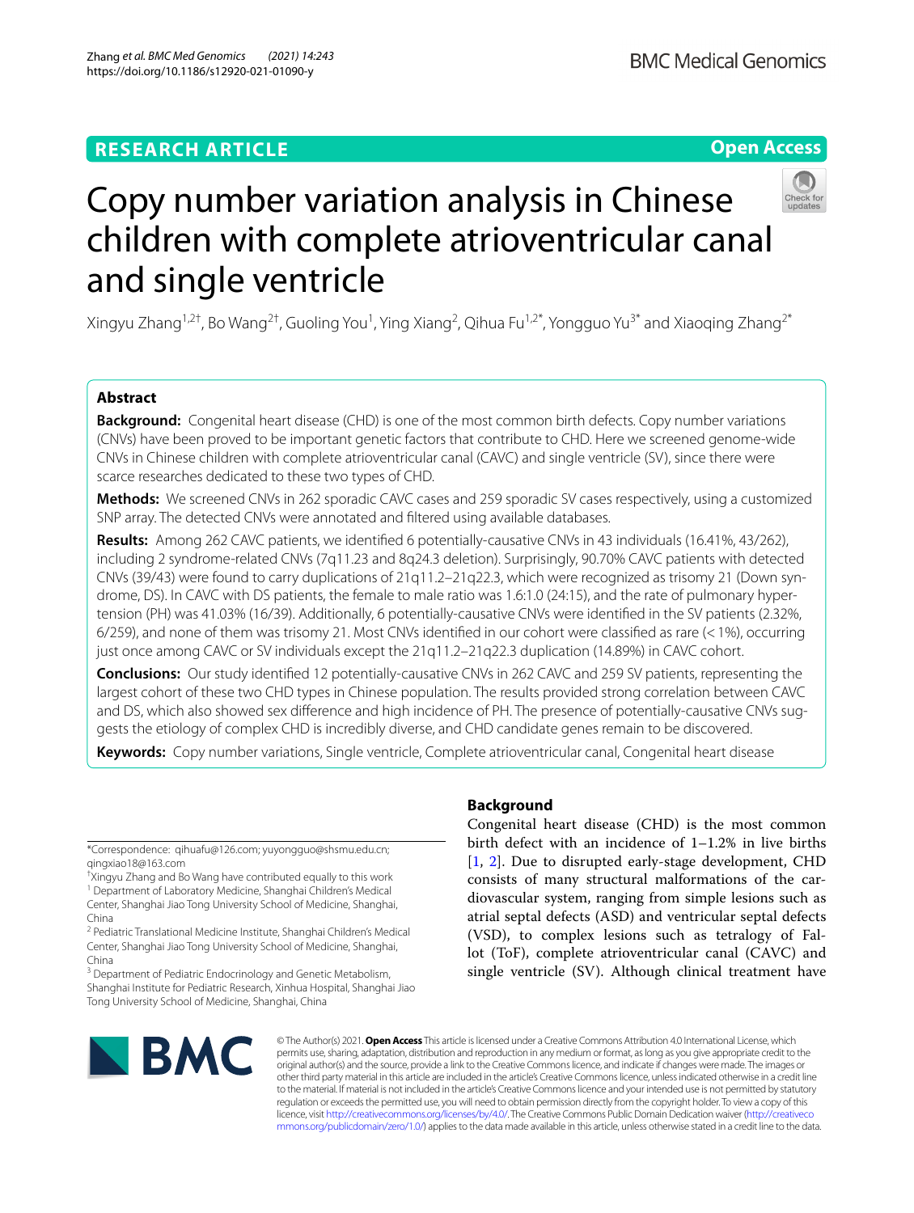RESEARCH ARTICLE

Open Access

# Copy number variation analysis in Chinese children with complete atrioventricular canal and single ventricle

Xingyu Zhang[1,2†], Bo Wang[2†], Guoling You[1], Ying Xiang[2], Qihua Fu[1,2*], Yongguo Yu[3*] and Xiaoqing Zhang[2*]

## Abstract

**Background:** Congenital heart disease (CHD) is one of the most common birth defects. Copy number variations (CNVs) have been proved to be important genetic factors that contribute to CHD. Here we screened genome-wide CNVs in Chinese children with complete atrioventricular canal (CAVC) and single ventricle (SV), since there were scarce researches dedicated to these two types of CHD.

**Methods:** We screened CNVs in 262 sporadic CAVC cases and 259 sporadic SV cases respectively, using a customized SNP array. The detected CNVs were annotated and filtered using available databases.

**Results:** Among 262 CAVC patients, we identified 6 potentially-causative CNVs in 43 individuals (16.41%, 43/262), including 2 syndrome-related CNVs (7q11.23 and 8q24.3 deletion). Surprisingly, 90.70% CAVC patients with detected CNVs (39/43) were found to carry duplications of 21q11.2–21q22.3, which were recognized as trisomy 21 (Down syndrome, DS). In CAVC with DS patients, the female to male ratio was 1.6:1.0 (24:15), and the rate of pulmonary hypertension (PH) was 41.03% (16/39). Additionally, 6 potentially-causative CNVs were identified in the SV patients (2.32%, 6/259), and none of them was trisomy 21. Most CNVs identified in our cohort were classified as rare (< 1%), occurring just once among CAVC or SV individuals except the 21q11.2–21q22.3 duplication (14.89%) in CAVC cohort.

**Conclusions:** Our study identified 12 potentially-causative CNVs in 262 CAVC and 259 SV patients, representing the largest cohort of these two CHD types in Chinese population. The results provided strong correlation between CAVC and DS, which also showed sex difference and high incidence of PH. The presence of potentially-causative CNVs suggests the etiology of complex CHD is incredibly diverse, and CHD candidate genes remain to be discovered.

**Keywords:** Copy number variations, Single ventricle, Complete atrioventricular canal, Congenital heart disease

## Background

Congenital heart disease (CHD) is the most common birth defect with an incidence of 1–1.2% in live births [1, 2]. Due to disrupted early-stage development, CHD consists of many structural malformations of the cardiovascular system, ranging from simple lesions such as atrial septal defects (ASD) and ventricular septal defects (VSD), to complex lesions such as tetralogy of Fallot (ToF), complete atrioventricular canal (CAVC) and single ventricle (SV). Although clinical treatment have

*Correspondence: qihuafu@126.com; yuyongguo@shsmu.edu.cn; qingxiao18@163.com

† Xingyu Zhang and Bo Wang have contributed equally to this work

[1] Department of Laboratory Medicine, Shanghai Children's Medical Center, Shanghai Jiao Tong University School of Medicine, Shanghai, China

[2] Pediatric Translational Medicine Institute, Shanghai Children's Medical Center, Shanghai Jiao Tong University School of Medicine, Shanghai, China

[3] Department of Pediatric Endocrinology and Genetic Metabolism, Shanghai Institute for Pediatric Research, Xinhua Hospital, Shanghai Jiao Tong University School of Medicine, Shanghai, China

© The Author(s) 2021. **Open Access** This article is licensed under a Creative Commons Attribution 4.0 International License, which permits use, sharing, adaptation, distribution and reproduction in any medium or format, as long as you give appropriate credit to the original author(s) and the source, provide a link to the Creative Commons licence, and indicate if changes were made. The images or other third party material in this article are included in the article's Creative Commons licence, unless indicated otherwise in a credit line to the material. If material is not included in the article's Creative Commons licence and your intended use is not permitted by statutory regulation or exceeds the permitted use, you will need to obtain permission directly from the copyright holder. To view a copy of this licence, visit http://creativecommons.org/licenses/by/4.0/. The Creative Commons Public Domain Dedication waiver (http://creativecommons.org/publicdomain/zero/1.0/) applies to the data made available in this article, unless otherwise stated in a credit line to the data.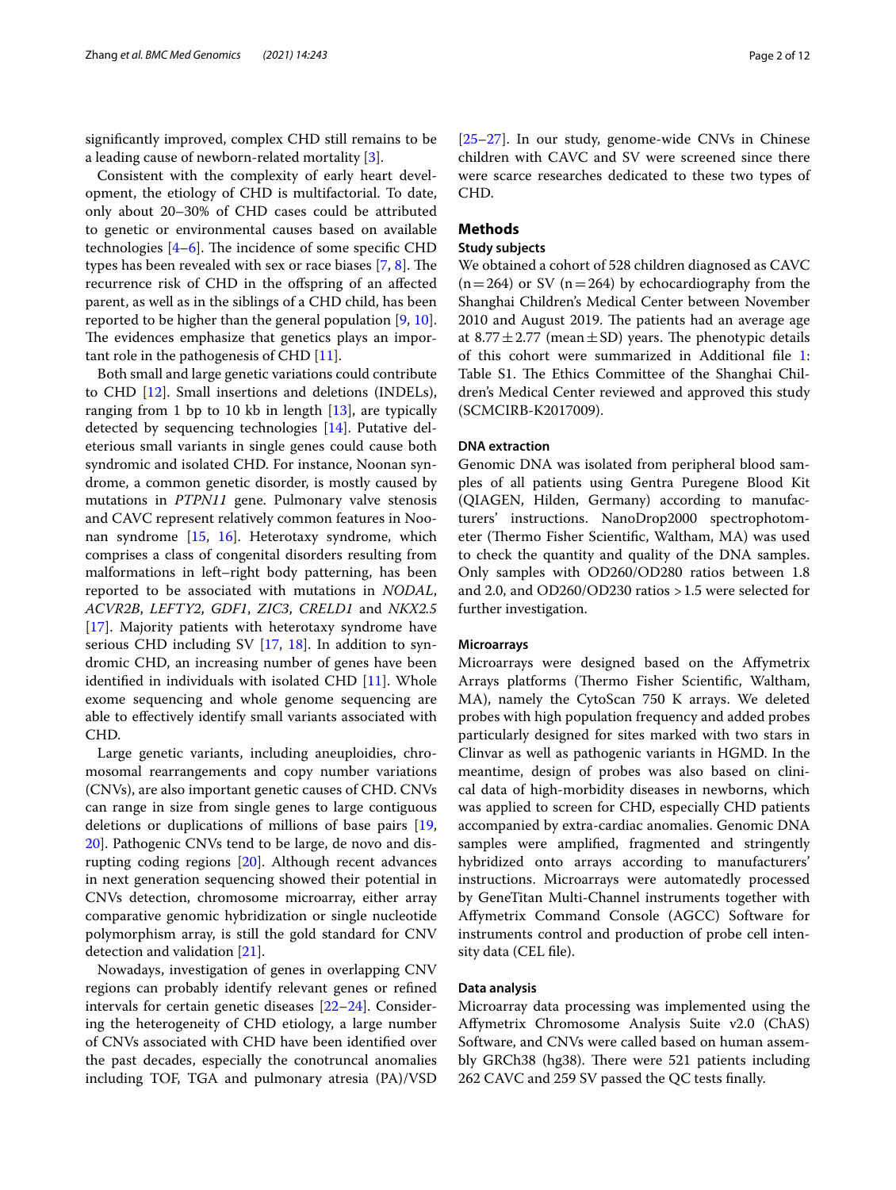significantly improved, complex CHD still remains to be a leading cause of newborn-related mortality [3].

Consistent with the complexity of early heart development, the etiology of CHD is multifactorial. To date, only about 20–30% of CHD cases could be attributed to genetic or environmental causes based on available technologies [4–6]. The incidence of some specific CHD types has been revealed with sex or race biases [7, 8]. The recurrence risk of CHD in the offspring of an affected parent, as well as in the siblings of a CHD child, has been reported to be higher than the general population [9, 10]. The evidences emphasize that genetics plays an important role in the pathogenesis of CHD [11].

Both small and large genetic variations could contribute to CHD [12]. Small insertions and deletions (INDELs), ranging from 1 bp to 10 kb in length [13], are typically detected by sequencing technologies [14]. Putative deleterious small variants in single genes could cause both syndromic and isolated CHD. For instance, Noonan syndrome, a common genetic disorder, is mostly caused by mutations in *PTPN11* gene. Pulmonary valve stenosis and CAVC represent relatively common features in Noonan syndrome [15, 16]. Heterotaxy syndrome, which comprises a class of congenital disorders resulting from malformations in left–right body patterning, has been reported to be associated with mutations in *NODAL*, *ACVR2B*, *LEFTY2*, *GDF1*, *ZIC3*, *CRELD1* and *NKX2.5* [17]. Majority patients with heterotaxy syndrome have serious CHD including SV [17, 18]. In addition to syndromic CHD, an increasing number of genes have been identified in individuals with isolated CHD [11]. Whole exome sequencing and whole genome sequencing are able to effectively identify small variants associated with CHD.

Large genetic variants, including aneuploidies, chromosomal rearrangements and copy number variations (CNVs), are also important genetic causes of CHD. CNVs can range in size from single genes to large contiguous deletions or duplications of millions of base pairs [19, 20]. Pathogenic CNVs tend to be large, de novo and disrupting coding regions [20]. Although recent advances in next generation sequencing showed their potential in CNVs detection, chromosome microarray, either array comparative genomic hybridization or single nucleotide polymorphism array, is still the gold standard for CNV detection and validation [21].

Nowadays, investigation of genes in overlapping CNV regions can probably identify relevant genes or refined intervals for certain genetic diseases [22–24]. Considering the heterogeneity of CHD etiology, a large number of CNVs associated with CHD have been identified over the past decades, especially the conotruncal anomalies including TOF, TGA and pulmonary atresia (PA)/VSD [25–27]. In our study, genome-wide CNVs in Chinese children with CAVC and SV were screened since there were scarce researches dedicated to these two types of CHD.

## Methods

### Study subjects

We obtained a cohort of 528 children diagnosed as CAVC (n = 264) or SV (n = 264) by echocardiography from the Shanghai Children's Medical Center between November 2010 and August 2019. The patients had an average age at 8.77 ± 2.77 (mean ± SD) years. The phenotypic details of this cohort were summarized in Additional file 1: Table S1. The Ethics Committee of the Shanghai Children's Medical Center reviewed and approved this study (SCMCIRB-K2017009).

### DNA extraction

Genomic DNA was isolated from peripheral blood samples of all patients using Gentra Puregene Blood Kit (QIAGEN, Hilden, Germany) according to manufacturers' instructions. NanoDrop2000 spectrophotometer (Thermo Fisher Scientific, Waltham, MA) was used to check the quantity and quality of the DNA samples. Only samples with OD260/OD280 ratios between 1.8 and 2.0, and OD260/OD230 ratios > 1.5 were selected for further investigation.

### Microarrays

Microarrays were designed based on the Affymetrix Arrays platforms (Thermo Fisher Scientific, Waltham, MA), namely the CytoScan 750 K arrays. We deleted probes with high population frequency and added probes particularly designed for sites marked with two stars in Clinvar as well as pathogenic variants in HGMD. In the meantime, design of probes was also based on clinical data of high-morbidity diseases in newborns, which was applied to screen for CHD, especially CHD patients accompanied by extra-cardiac anomalies. Genomic DNA samples were amplified, fragmented and stringently hybridized onto arrays according to manufacturers' instructions. Microarrays were automatedly processed by GeneTitan Multi-Channel instruments together with Affymetrix Command Console (AGCC) Software for instruments control and production of probe cell intensity data (CEL file).

### Data analysis

Microarray data processing was implemented using the Affymetrix Chromosome Analysis Suite v2.0 (ChAS) Software, and CNVs were called based on human assembly GRCh38 (hg38). There were 521 patients including 262 CAVC and 259 SV passed the QC tests finally.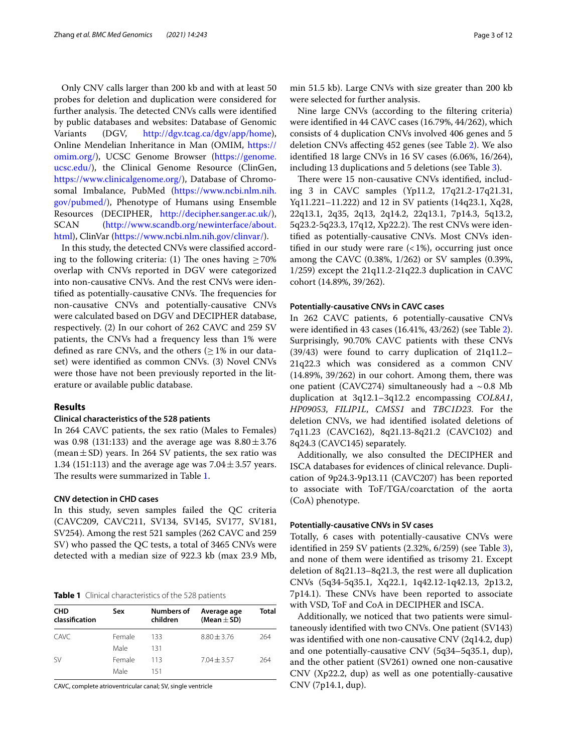Only CNV calls larger than 200 kb and with at least 50 probes for deletion and duplication were considered for further analysis. The detected CNVs calls were identified by public databases and websites: Database of Genomic Variants (DGV, http://dgv.tcag.ca/dgv/app/home), Online Mendelian Inheritance in Man (OMIM, https://omim.org/), UCSC Genome Browser (https://genome.ucsc.edu/), the Clinical Genome Resource (ClinGen, https://www.clinicalgenome.org/), Database of Chromosomal Imbalance, PubMed (https://www.ncbi.nlm.nih.gov/pubmed/), Phenotype of Humans using Ensemble Resources (DECIPHER, http://decipher.sanger.ac.uk/), SCAN (http://www.scandb.org/newinterface/about.html), ClinVar (https://www.ncbi.nlm.nih.gov/clinvar/).

In this study, the detected CNVs were classified according to the following criteria: (1) The ones having ≥ 70% overlap with CNVs reported in DGV were categorized into non-causative CNVs. And the rest CNVs were identified as potentially-causative CNVs. The frequencies for non-causative CNVs and potentially-causative CNVs were calculated based on DGV and DECIPHER database, respectively. (2) In our cohort of 262 CAVC and 259 SV patients, the CNVs had a frequency less than 1% were defined as rare CNVs, and the others (≥ 1% in our dataset) were identified as common CNVs. (3) Novel CNVs were those have not been previously reported in the literature or available public database.

## Results

### Clinical characteristics of the 528 patients

In 264 CAVC patients, the sex ratio (Males to Females) was 0.98 (131:133) and the average age was 8.80 ± 3.76 (mean ± SD) years. In 264 SV patients, the sex ratio was 1.34 (151:113) and the average age was 7.04 ± 3.57 years. The results were summarized in Table 1.

### CNV detection in CHD cases

In this study, seven samples failed the QC criteria (CAVC209, CAVC211, SV134, SV145, SV177, SV181, SV254). Among the rest 521 samples (262 CAVC and 259 SV) who passed the QC tests, a total of 3465 CNVs were detected with a median size of 922.3 kb (max 23.9 Mb, min 51.5 kb). Large CNVs with size greater than 200 kb were selected for further analysis.

**Table 1** Clinical characteristics of the 528 patients

| CHD classification | Sex | Numbers of children | Average age (Mean ± SD) | Total |
|---|---|---|---|---|
| CAVC | Female | 133 | 8.80 ± 3.76 | 264 |
| | Male | 131 | | |
| SV | Female | 113 | 7.04 ± 3.57 | 264 |
| | Male | 151 | | |

CAVC, complete atrioventricular canal; SV, single ventricle

Nine large CNVs (according to the filtering criteria) were identified in 44 CAVC cases (16.79%, 44/262), which consists of 4 duplication CNVs involved 406 genes and 5 deletion CNVs affecting 452 genes (see Table 2). We also identified 18 large CNVs in 16 SV cases (6.06%, 16/264), including 13 duplications and 5 deletions (see Table 3).

There were 15 non-causative CNVs identified, including 3 in CAVC samples (Yp11.2, 17q21.2-17q21.31, Yq11.221–11.222) and 12 in SV patients (14q23.1, Xq28, 22q13.1, 2q35, 2q13, 2q14.2, 22q13.1, 7p14.3, 5q13.2, 5q23.2-5q23.3, 17q12, Xp22.2). The rest CNVs were identified as potentially-causative CNVs. Most CNVs identified in our study were rare (< 1%), occurring just once among the CAVC (0.38%, 1/262) or SV samples (0.39%, 1/259) except the 21q11.2-21q22.3 duplication in CAVC cohort (14.89%, 39/262).

### Potentially-causative CNVs in CAVC cases

In 262 CAVC patients, 6 potentially-causative CNVs were identified in 43 cases (16.41%, 43/262) (see Table 2). Surprisingly, 90.70% CAVC patients with these CNVs (39/43) were found to carry duplication of 21q11.2–21q22.3 which was considered as a common CNV (14.89%, 39/262) in our cohort. Among them, there was one patient (CAVC274) simultaneously had a ~ 0.8 Mb duplication at 3q12.1–3q12.2 encompassing *COL8A1*, *HP09053*, *FILIP1L*, *CMSS1* and *TBC1D23*. For the deletion CNVs, we had identified isolated deletions of 7q11.23 (CAVC162), 8q21.13-8q21.2 (CAVC102) and 8q24.3 (CAVC145) separately.

Additionally, we also consulted the DECIPHER and ISCA databases for evidences of clinical relevance. Duplication of 9p24.3-9p13.11 (CAVC207) has been reported to associate with ToF/TGA/coarctation of the aorta (CoA) phenotype.

### Potentially-causative CNVs in SV cases

Totally, 6 cases with potentially-causative CNVs were identified in 259 SV patients (2.32%, 6/259) (see Table 3), and none of them were identified as trisomy 21. Except deletion of 8q21.13–8q21.3, the rest were all duplication CNVs (5q34-5q35.1, Xq22.1, 1q42.12-1q42.13, 2p13.2, 7p14.1). These CNVs have been reported to associate with VSD, ToF and CoA in DECIPHER and ISCA.

Additionally, we noticed that two patients were simultaneously identified with two CNVs. One patient (SV143) was identified with one non-causative CNV (2q14.2, dup) and one potentially-causative CNV (5q34–5q35.1, dup), and the other patient (SV261) owned one non-causative CNV (Xp22.2, dup) as well as one potentially-causative CNV (7p14.1, dup).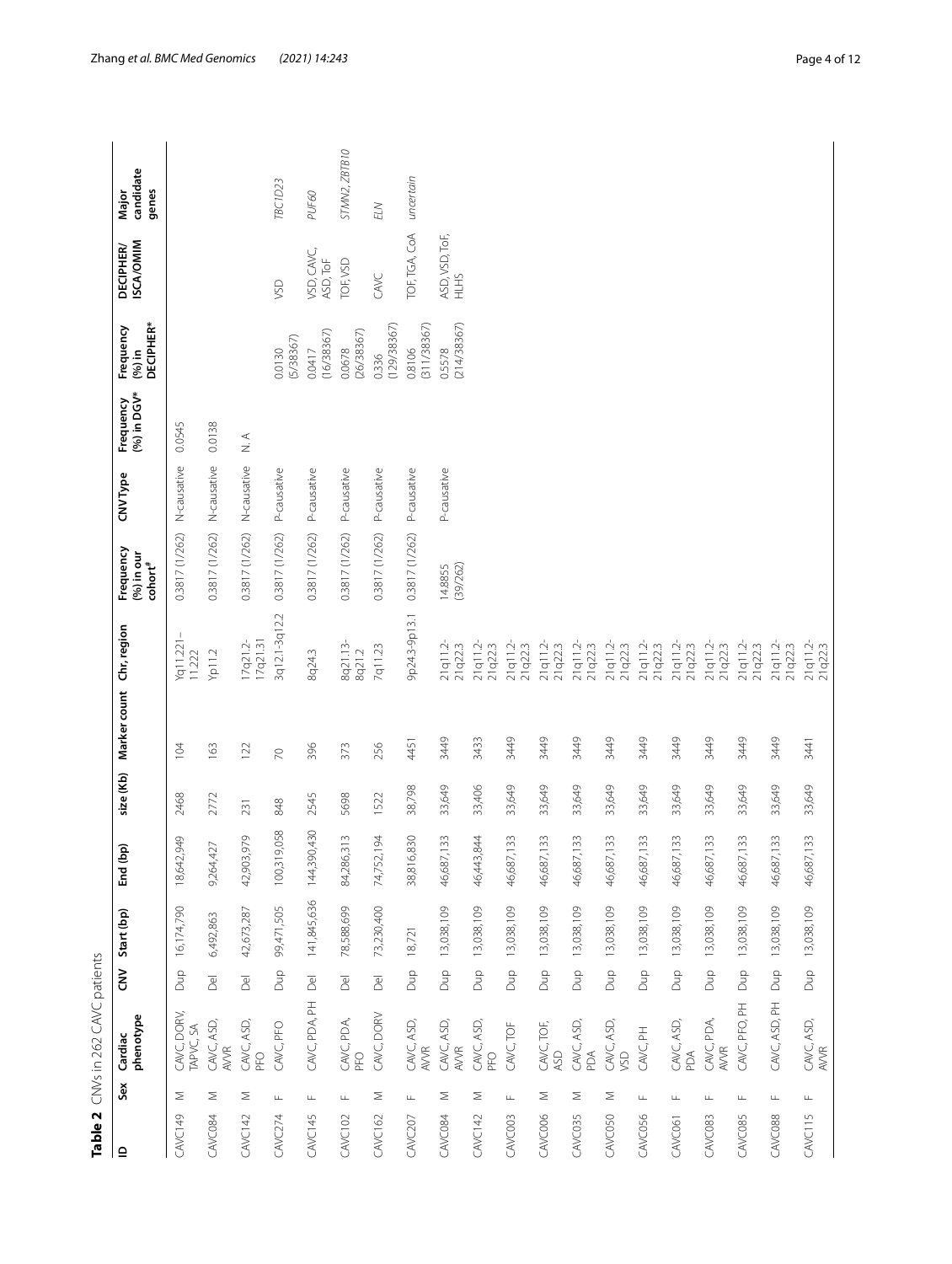**Table 2** CNVs in 262 CAVC patients

| ID | Sex | Cardiac phenotype | CNV | Start (bp) | End (bp) | size (Kb) | Marker count | Chr, region | Frequency (%) in our cohort[#] | CNV Type | Frequency (%) in DGV* | Frequency (%) in DECIPHER* | DECIPHER/ ISCA/OMIM | Major candidate genes |
|---|---|---|---|---|---|---|---|---|---|---|---|---|---|---|
| CAVC149 | M | CAVC, DORV, TAPVC, SA | Dup | 16,174,790 | 18,642,949 | 2468 | 104 | Yq11.221–11.222 | 0.3817 (1/262) | N-causative | 0.0545 | | | |
| CAVC084 | M | CAVC, ASD, AVVR | Del | 6,492,863 | 9,264,427 | 2772 | 163 | Yp11.2 | 0.3817 (1/262) | N-causative | 0.0138 | | | |
| CAVC142 | M | CAVC, ASD, PFO | Del | 42,673,287 | 42,903,979 | 231 | 122 | 17q21.2-17q21.31 | 0.3817 (1/262) | N-causative | N. A | | | |
| CAVC274 | F | CAVC, PFO | Dup | 99,471,505 | 100,319,058 | 848 | 70 | 3q12.1-3q12.2 | 0.3817 (1/262) | P-causative | | 0.0130 (5/38367) | VSD | *TBC1D23* |
| CAVC145 | F | CAVC, PDA, PH | Del | 141,845,636 | 144,390,430 | 2545 | 396 | 8q24.3 | 0.3817 (1/262) | P-causative | | 0.0417 (16/38367) | VSD, CAVC, ASD, ToF | *PUF60* |
| CAVC102 | F | CAVC, PDA, PFO | Del | 78,588,699 | 84,286,313 | 5698 | 373 | 8q21.13-8q21.2 | 0.3817 (1/262) | P-causative | | 0.0678 (26/38367) | TOF, VSD | *STMN2, ZBTB10* |
| CAVC162 | M | CAVC, DORV | Del | 73,230,400 | 74,752,194 | 1522 | 256 | 7q11.23 | 0.3817 (1/262) | P-causative | | 0.336 (129/38367) | CAVC | *ELN* |
| CAVC207 | F | CAVC, ASD, AVVR | Dup | 18,721 | 38,816,830 | 38,798 | 4451 | 9p24.3-9p13.1 | 0.3817 (1/262) | P-causative | | 0.8106 (311/38367) | TOF, TGA, CoA | *uncertain* |
| CAVC084 | M | CAVC, ASD, AVVR | Dup | 13,038,109 | 46,687,133 | 33,649 | 3449 | 21q11.2-21q22.3 | 14.8855 (39/262) | P-causative | | 0.5578 (214/38367) | ASD, VSD, ToF, HLHS | |
| CAVC142 | M | CAVC, ASD, PFO | Dup | 13,038,109 | 46,443,844 | 33,406 | 3433 | 21q11.2-21q22.3 | | | | | | |
| CAVC003 | F | CAVC, TOF | Dup | 13,038,109 | 46,687,133 | 33,649 | 3449 | 21q11.2-21q22.3 | | | | | | |
| CAVC006 | M | CAVC, TOF, ASD | Dup | 13,038,109 | 46,687,133 | 33,649 | 3449 | 21q11.2-21q22.3 | | | | | | |
| CAVC035 | M | CAVC, ASD, PDA | Dup | 13,038,109 | 46,687,133 | 33,649 | 3449 | 21q11.2-21q22.3 | | | | | | |
| CAVC050 | M | CAVC, ASD, VSD | Dup | 13,038,109 | 46,687,133 | 33,649 | 3449 | 21q11.2-21q22.3 | | | | | | |
| CAVC056 | F | CAVC, PH | Dup | 13,038,109 | 46,687,133 | 33,649 | 3449 | 21q11.2-21q22.3 | | | | | | |
| CAVC061 | F | CAVC, ASD, PDA | Dup | 13,038,109 | 46,687,133 | 33,649 | 3449 | 21q11.2-21q22.3 | | | | | | |
| CAVC083 | F | CAVC, PDA, AVVR | Dup | 13,038,109 | 46,687,133 | 33,649 | 3449 | 21q11.2-21q22.3 | | | | | | |
| CAVC085 | F | CAVC, PFO, PH | Dup | 13,038,109 | 46,687,133 | 33,649 | 3449 | 21q11.2-21q22.3 | | | | | | |
| CAVC088 | F | CAVC, ASD, PH | Dup | 13,038,109 | 46,687,133 | 33,649 | 3449 | 21q11.2-21q22.3 | | | | | | |
| CAVC115 | F | CAVC, ASD, AVVR | Dup | 13,038,109 | 46,687,133 | 33,649 | 3441 | 21q11.2-21q22.3 | | | | | | |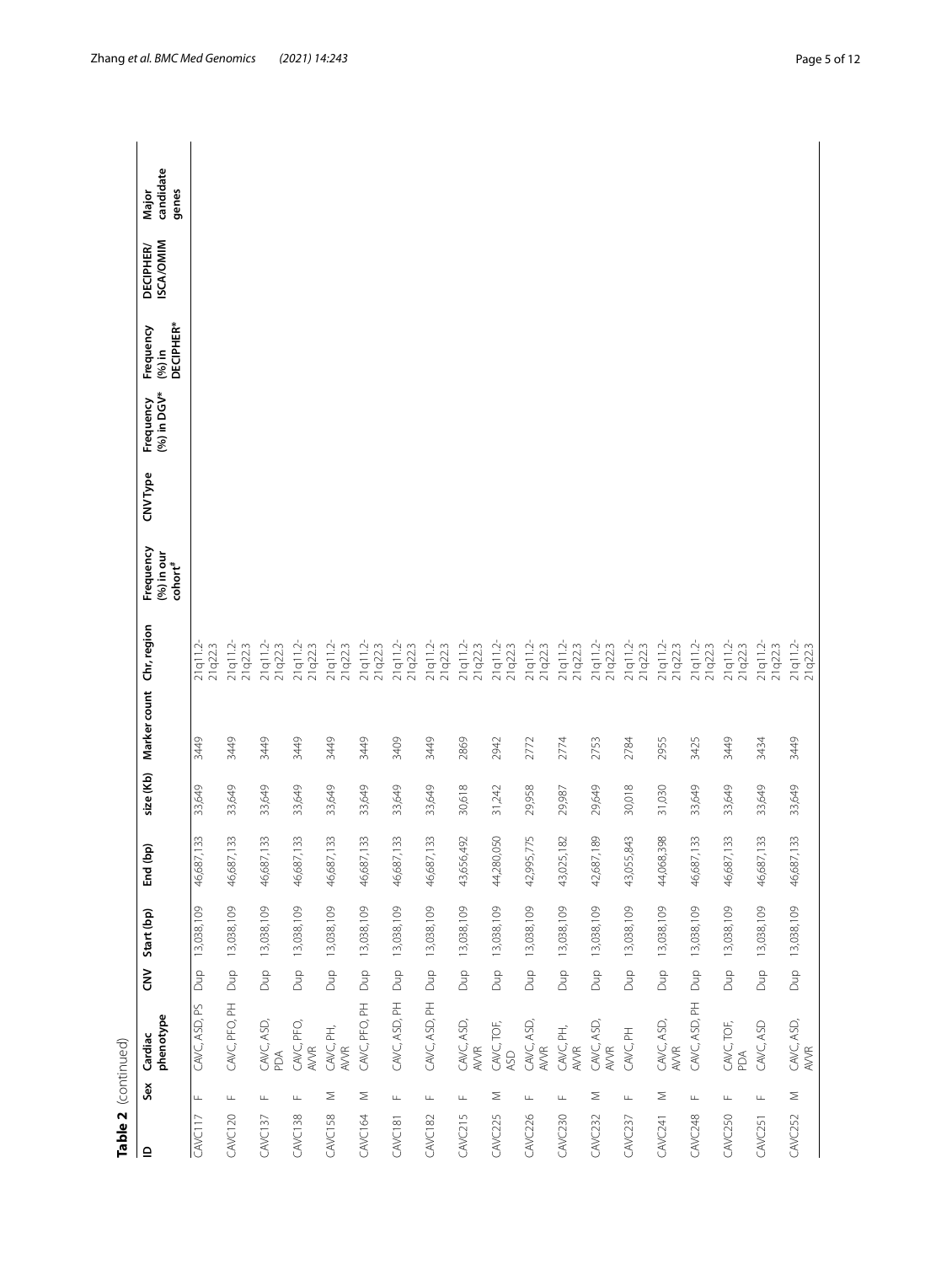**Table 2** (continued)

| ID | Sex | Cardiac phenotype | CNV | Start (bp) | End (bp) | size (Kb) | Marker count | Chr, region | Frequency (%) in our cohort[#] | CNV Type | Frequency (%) in DGV* | Frequency (%) in DECIPHER* | DECIPHER/ ISCA/OMIM | Major candidate genes |
|---|---|---|---|---|---|---|---|---|---|---|---|---|---|---|
| CAVC117 | F | CAVC, ASD, PS | Dup | 13,038,109 | 46,687,133 | 33,649 | 3449 | 21q11.2-21q22.3 | | | | | | |
| CAVC120 | F | CAVC, PFO, PH | Dup | 13,038,109 | 46,687,133 | 33,649 | 3449 | 21q11.2-21q22.3 | | | | | | |
| CAVC137 | F | CAVC, ASD, PDA | Dup | 13,038,109 | 46,687,133 | 33,649 | 3449 | 21q11.2-21q22.3 | | | | | | |
| CAVC138 | F | CAVC, PFO, AVVR | Dup | 13,038,109 | 46,687,133 | 33,649 | 3449 | 21q11.2-21q22.3 | | | | | | |
| CAVC158 | M | CAVC, PH, AVVR | Dup | 13,038,109 | 46,687,133 | 33,649 | 3449 | 21q11.2-21q22.3 | | | | | | |
| CAVC164 | M | CAVC, PFO, PH | Dup | 13,038,109 | 46,687,133 | 33,649 | 3449 | 21q11.2-21q22.3 | | | | | | |
| CAVC181 | F | CAVC, ASD, PH | Dup | 13,038,109 | 46,687,133 | 33,649 | 3409 | 21q11.2-21q22.3 | | | | | | |
| CAVC182 | F | CAVC, ASD, PH | Dup | 13,038,109 | 46,687,133 | 33,649 | 3449 | 21q11.2-21q22.3 | | | | | | |
| CAVC215 | F | CAVC, ASD, AVVR | Dup | 13,038,109 | 43,656,492 | 30,618 | 2869 | 21q11.2-21q22.3 | | | | | | |
| CAVC225 | M | CAVC, TOF, ASD | Dup | 13,038,109 | 44,280,050 | 31,242 | 2942 | 21q11.2-21q22.3 | | | | | | |
| CAVC226 | F | CAVC, ASD, AVVR | Dup | 13,038,109 | 42,995,775 | 29,958 | 2772 | 21q11.2-21q22.3 | | | | | | |
| CAVC230 | F | CAVC, PH, AVVR | Dup | 13,038,109 | 43,025,182 | 29,987 | 2774 | 21q11.2-21q22.3 | | | | | | |
| CAVC232 | M | CAVC, ASD, AVVR | Dup | 13,038,109 | 42,687,189 | 29,649 | 2753 | 21q11.2-21q22.3 | | | | | | |
| CAVC237 | F | CAVC, PH | Dup | 13,038,109 | 43,055,843 | 30,018 | 2784 | 21q11.2-21q22.3 | | | | | | |
| CAVC241 | M | CAVC, ASD, AVVR | Dup | 13,038,109 | 44,068,398 | 31,030 | 2955 | 21q11.2-21q22.3 | | | | | | |
| CAVC248 | F | CAVC, ASD, PH | Dup | 13,038,109 | 46,687,133 | 33,649 | 3425 | 21q11.2-21q22.3 | | | | | | |
| CAVC250 | F | CAVC, TOF, PDA | Dup | 13,038,109 | 46,687,133 | 33,649 | 3449 | 21q11.2-21q22.3 | | | | | | |
| CAVC251 | F | CAVC, ASD | Dup | 13,038,109 | 46,687,133 | 33,649 | 3434 | 21q11.2-21q22.3 | | | | | | |
| CAVC252 | M | CAVC, ASD, AVVR | Dup | 13,038,109 | 46,687,133 | 33,649 | 3449 | 21q11.2-21q22.3 | | | | | | |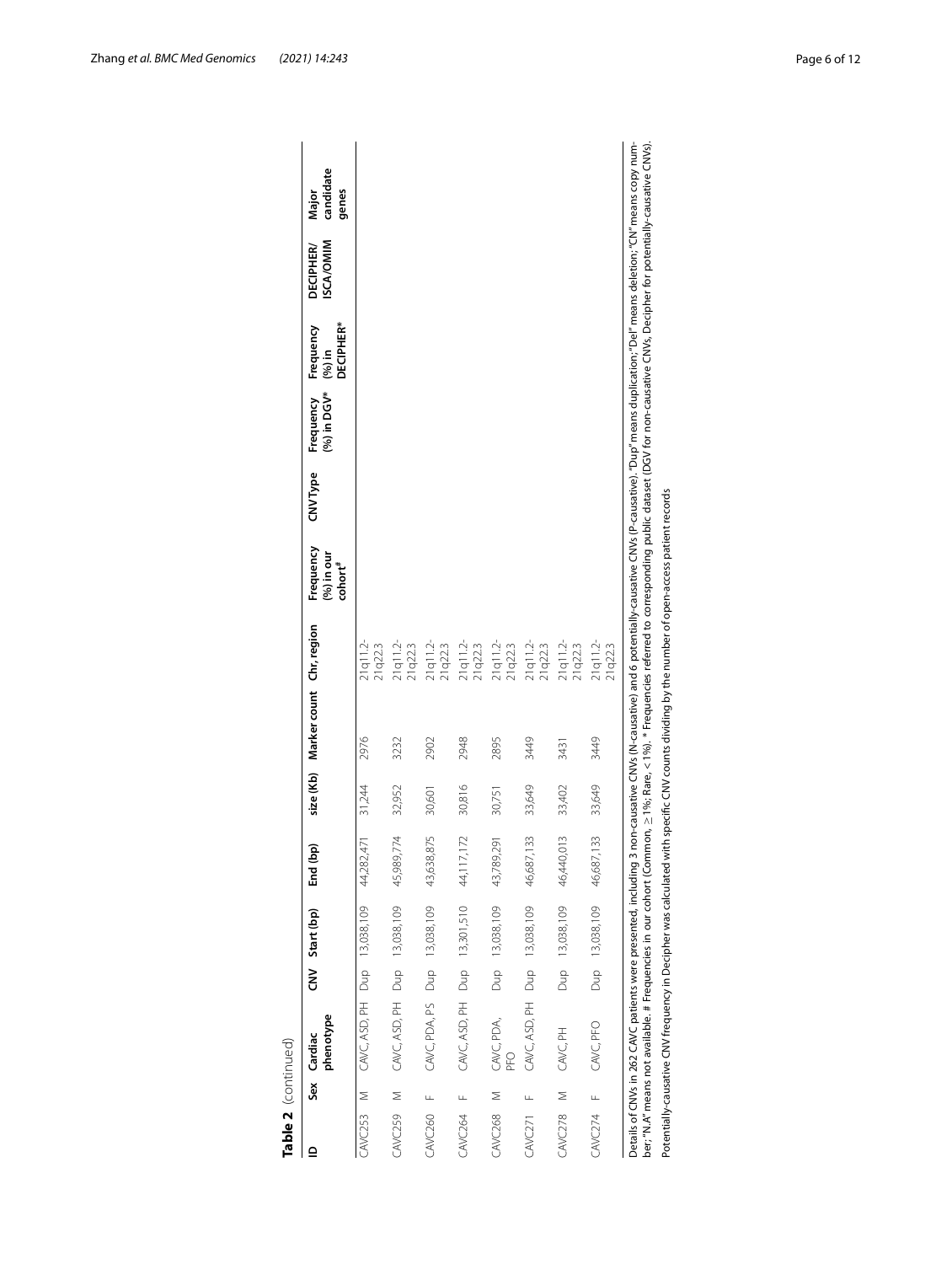**Table 2** (continued)

| ID | Sex | Cardiac phenotype | CNV | Start (bp) | End (bp) | size (Kb) | Marker count | Chr, region | Frequency (%) in our cohort[#] | CNV Type | Frequency (%) in DGV* | Frequency (%) in DECIPHER* | DECIPHER/ ISCA/OMIM | Major candidate genes |
|---|---|---|---|---|---|---|---|---|---|---|---|---|---|---|
| CAVC253 | M | CAVC, ASD, PH | Dup | 13,038,109 | 44,282,471 | 31,244 | 2976 | 21q11.2-21q22.3 | | | | | | |
| CAVC259 | M | CAVC, ASD, PH | Dup | 13,038,109 | 45,989,774 | 32,952 | 3232 | 21q11.2-21q22.3 | | | | | | |
| CAVC260 | F | CAVC, PDA, PS | Dup | 13,038,109 | 43,638,875 | 30,601 | 2902 | 21q11.2-21q22.3 | | | | | | |
| CAVC264 | F | CAVC, ASD, PH | Dup | 13,301,510 | 44,117,172 | 30,816 | 2948 | 21q11.2-21q22.3 | | | | | | |
| CAVC268 | M | CAVC, PDA, PFO | Dup | 13,038,109 | 43,789,291 | 30,751 | 2895 | 21q11.2-21q22.3 | | | | | | |
| CAVC271 | F | CAVC, ASD, PH | Dup | 13,038,109 | 46,687,133 | 33,649 | 3449 | 21q11.2-21q22.3 | | | | | | |
| CAVC278 | M | CAVC, PH | Dup | 13,038,109 | 46,440,013 | 33,402 | 3431 | 21q11.2-21q22.3 | | | | | | |
| CAVC274 | F | CAVC, PFO | Dup | 13,038,109 | 46,687,133 | 33,649 | 3449 | 21q11.2-21q22.3 | | | | | | |

Details of CNVs in 262 CAVC patients were presented, including 3 non-causative CNVs (N-causative) and 6 potentially-causative CNVs (P-causative). "Dup" means duplication; "Del" means deletion; "CN" means copy number; "N.A" means not available. # Frequencies in our cohort (Common, ≥ 1%; Rare, < 1%). * Frequencies referred to corresponding public dataset (DGV for non-causative CNVs, Decipher for potentially-causative CNVs). Potentially-causative CNV frequency in Decipher was calculated with specific CNV counts dividing by the number of open-access patient records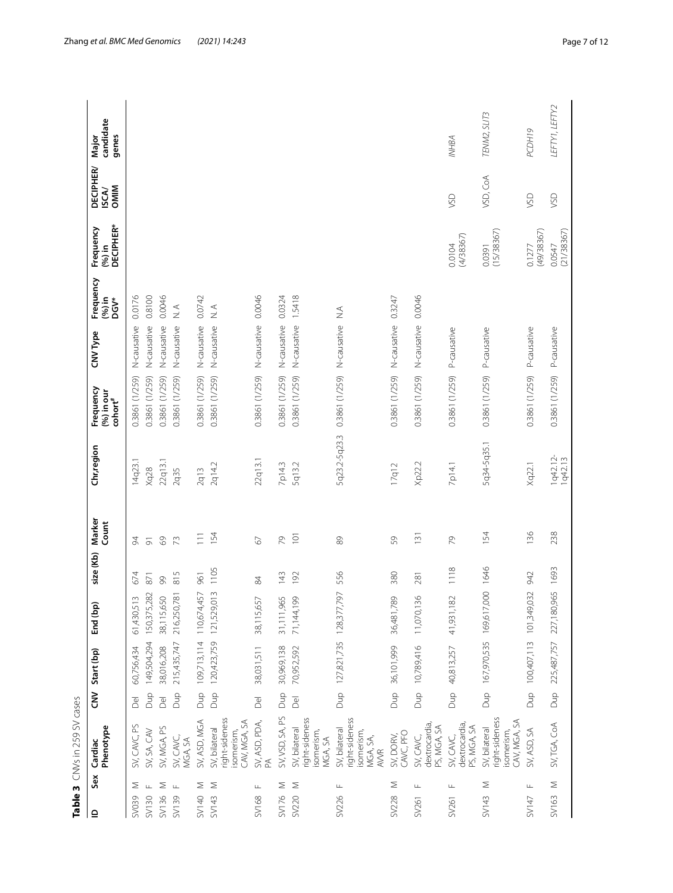**Table 3** CNVs in 259 SV cases

| ID | Sex | Cardiac Phenotype | CNV | Start (bp) | End (bp) | size (Kb) | Marker Count | Chr,region | Frequency (%) in our cohort[#] | CNV Type | Frequency (%) in DGV* | Frequency (%) in DECIPHER* | DECIPHER/ ISCA/ OMIM | Major candidate genes |
|---|---|---|---|---|---|---|---|---|---|---|---|---|---|---|
| SV039 | M | SV, CAVC, PS | Del | 60,756,434 | 61,430,513 | 674 | 94 | 14q23.1 | 0.3861 (1/259) | N-causative | 0.0176 | | | |
| SV130 | F | SV, SA, CAV | Dup | 149,504,294 | 150,375,282 | 871 | 91 | Xq28 | 0.3861 (1/259) | N-causative | 0.8100 | | | |
| SV136 | M | SV, MGA, PS | Del | 38,016,208 | 38,115,650 | 99 | 69 | 22q13.1 | 0.3861 (1/259) | N-causative | 0.0046 | | | |
| SV139 | F | SV, CAVC, MGA, SA | Dup | 215,435,747 | 216,250,781 | 815 | 73 | 2q35 | 0.3861 (1/259) | N-causative | N. A | | | |
| SV140 | M | SV, ASD, MGA | Dup | 109,713,114 | 110,674,457 | 961 | 111 | 2q13 | 0.3861 (1/259) | N-causative | 0.0742 | | | |
| SV143 | M | SV, bilateral right-sideness isomerism, CAV, MGA, SA | Dup | 120,423,759 | 121,529,013 | 1105 | 154 | 2q14.2 | 0.3861 (1/259) | N-causative | N. A | | | |
| SV168 | F | SV, ASD, PDA, PA | Del | 38,031,511 | 38,115,657 | 84 | 67 | 22q13.1 | 0.3861 (1/259) | N-causative | 0.0046 | | | |
| SV176 | M | SV, VSD, SA, PS | Dup | 30,969,138 | 31,111,965 | 143 | 79 | 7p14.3 | 0.3861 (1/259) | N-causative | 0.0324 | | | |
| SV220 | M | SV, bilateral right-sideness isomerism, MGA, SA | Del | 70,952,592 | 71,144,199 | 192 | 101 | 5q13.2 | 0.3861 (1/259) | N-causative | 1.5418 | | | |
| SV226 | F | SV, bilateral right-sideness isomerism, MGA, SA, AVVR | Dup | 127,821,735 | 128,377,797 | 556 | 89 | 5q23.2-5q23.3 | 0.3861 (1/259) | N-causative | NA | | | |
| SV228 | M | SV, DORV, CAVC, PFO | Dup | 36,101,999 | 36,481,789 | 380 | 59 | 17q12 | 0.3861 (1/259) | N-causative | 0.3247 | | | |
| SV261 | F | SV, CAVC, dextrocardia, PS, MGA, SA | Dup | 10,789,416 | 11,070,136 | 281 | 131 | Xp22.2 | 0.3861 (1/259) | N-causative | 0.0046 | | | |
| SV261 | F | SV, CAVC, dextrocardia, PS, MGA, SA | Dup | 40,813,257 | 41,931,182 | 1118 | 79 | 7p14.1 | 0.3861 (1/259) | P-causative | | 0.0104 (4/38367) | VSD | *INHBA* |
| SV143 | M | SV, bilateral right-sideness isomerism, CAV, MGA, SA | Dup | 167,970,535 | 169,617,000 | 1646 | 154 | 5q34-5q35.1 | 0.3861 (1/259) | P-causative | | 0.0391 (15/38367) | VSD, CoA | *TENM2, SLIT3* |
| SV147 | F | SV, ASD, SA | Dup | 100,407,113 | 101,349,032 | 942 | 136 | Xq22.1 | 0.3861 (1/259) | P-causative | | 0.1277 (49/38367) | VSD | *PCDH19* |
| SV163 | M | SV, TGA, CoA | Dup | 225,487,757 | 227,180,965 | 1693 | 238 | 1q42.12-1q42.13 | 0.3861 (1/259) | P-causative | | 0.0547 (21/38367) | VSD | *LEFTY1, LEFTY2* |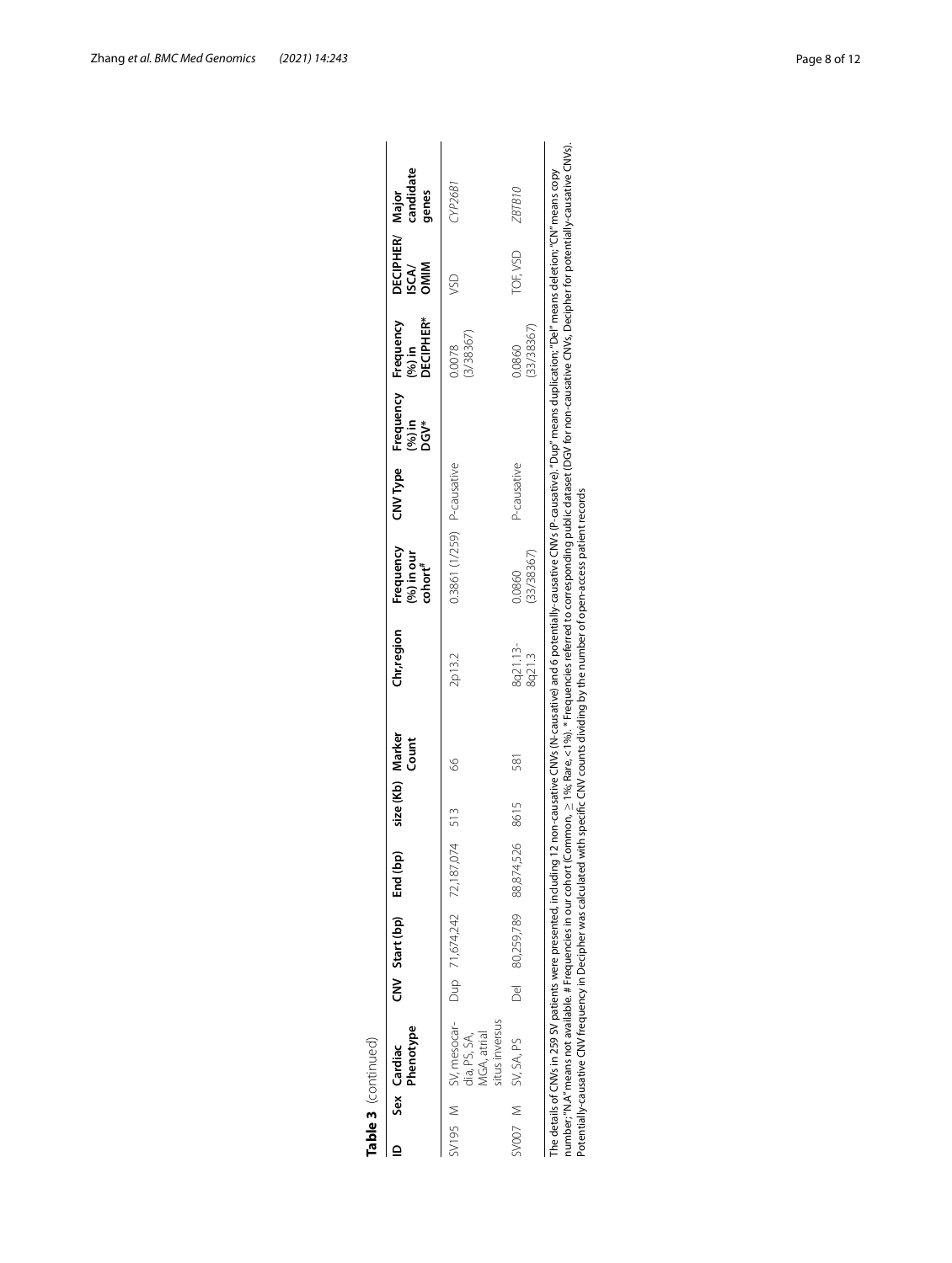**Table 3** (continued)

| ID | Sex | Cardiac Phenotype | CNV | Start (bp) | End (bp) | size (Kb) | Marker Count | Chr,region | Frequency (%) in our cohort[#] | CNV Type | Frequency (%) in DGV* | Frequency (%) in DECIPHER* | DECIPHER/ ISCA/ OMIM | Major candidate genes |
|---|---|---|---|---|---|---|---|---|---|---|---|---|---|---|
| SV195 | M | SV, mesocardia, PS, SA, MGA, atrial situs inversus | Dup | 71,674,242 | 72,187,074 | 513 | 66 | 2p13.2 | 0.3861 (1/259) | P-causative | | 0.0078 (3/38367) | VSD | *CYP26B1* |
| SV007 | M | SV, SA, PS | Del | 80,259,789 | 88,874,526 | 8615 | 581 | 8q21.13-8q21.3 | 0.0860 (33/38367) | P-causative | | 0.0860 (33/38367) | TOF, VSD | *ZBTB10* |

The details of CNVs in 259 SV patients were presented, including 12 non-causative CNVs (N-causative) and 6 potentially-causative CNVs (P-causative). "Dup" means duplication; "Del" means deletion; "CN" means copy number; "N.A" means not available. # Frequencies in our cohort (Common, ≥ 1%; Rare, < 1%). * Frequencies referred to corresponding public dataset (DGV for non-causative CNVs, Decipher for potentially-causative CNVs). Potentially-causative CNV frequency in Decipher was calculated with specific CNV counts dividing by the number of open-access patient records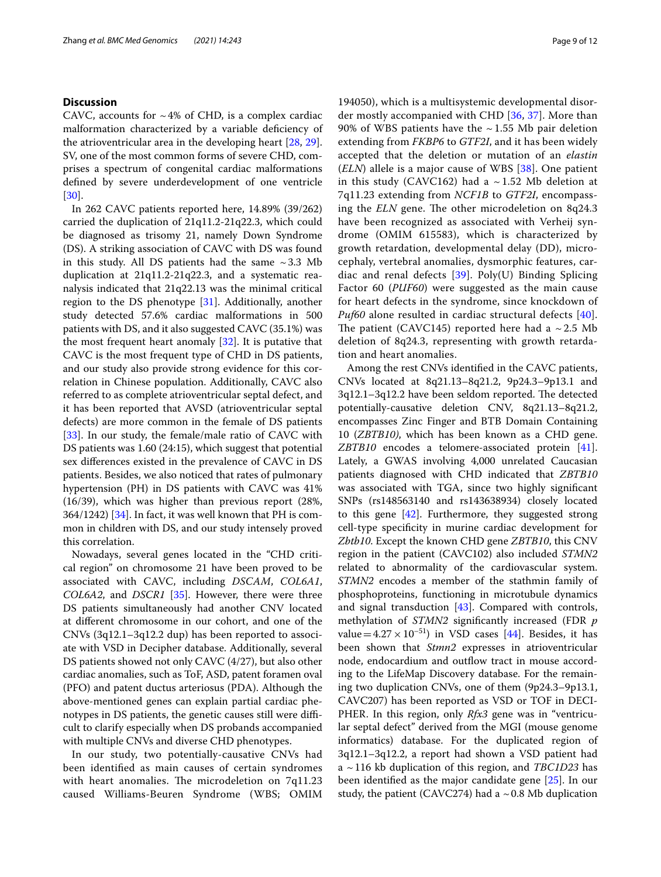## Discussion

CAVC, accounts for ~4% of CHD, is a complex cardiac malformation characterized by a variable deficiency of the atrioventricular area in the developing heart [28, 29]. SV, one of the most common forms of severe CHD, comprises a spectrum of congenital cardiac malformations defined by severe underdevelopment of one ventricle [30].

In 262 CAVC patients reported here, 14.89% (39/262) carried the duplication of 21q11.2-21q22.3, which could be diagnosed as trisomy 21, namely Down Syndrome (DS). A striking association of CAVC with DS was found in this study. All DS patients had the same ~3.3 Mb duplication at 21q11.2-21q22.3, and a systematic reanalysis indicated that 21q22.13 was the minimal critical region to the DS phenotype [31]. Additionally, another study detected 57.6% cardiac malformations in 500 patients with DS, and it also suggested CAVC (35.1%) was the most frequent heart anomaly [32]. It is putative that CAVC is the most frequent type of CHD in DS patients, and our study also provide strong evidence for this correlation in Chinese population. Additionally, CAVC also referred to as complete atrioventricular septal defect, and it has been reported that AVSD (atrioventricular septal defects) are more common in the female of DS patients [33]. In our study, the female/male ratio of CAVC with DS patients was 1.60 (24:15), which suggest that potential sex differences existed in the prevalence of CAVC in DS patients. Besides, we also noticed that rates of pulmonary hypertension (PH) in DS patients with CAVC was 41% (16/39), which was higher than previous report (28%, 364/1242) [34]. In fact, it was well known that PH is common in children with DS, and our study intensely proved this correlation.

Nowadays, several genes located in the "CHD critical region" on chromosome 21 have been proved to be associated with CAVC, including *DSCAM*, *COL6A1*, *COL6A2*, and *DSCR1* [35]. However, there were three DS patients simultaneously had another CNV located at different chromosome in our cohort, and one of the CNVs (3q12.1–3q12.2 dup) has been reported to associate with VSD in Decipher database. Additionally, several DS patients showed not only CAVC (4/27), but also other cardiac anomalies, such as ToF, ASD, patent foramen oval (PFO) and patent ductus arteriosus (PDA). Although the above-mentioned genes can explain partial cardiac phenotypes in DS patients, the genetic causes still were difficult to clarify especially when DS probands accompanied with multiple CNVs and diverse CHD phenotypes.

In our study, two potentially-causative CNVs had been identified as main causes of certain syndromes with heart anomalies. The microdeletion on 7q11.23 caused Williams-Beuren Syndrome (WBS; OMIM 194050), which is a multisystemic developmental disorder mostly accompanied with CHD [36, 37]. More than 90% of WBS patients have the ~1.55 Mb pair deletion extending from *FKBP6* to *GTF2I*, and it has been widely accepted that the deletion or mutation of an *elastin* (*ELN*) allele is a major cause of WBS [38]. One patient in this study (CAVC162) had a ~1.52 Mb deletion at 7q11.23 extending from *NCF1B* to *GTF2I*, encompassing the *ELN* gene. The other microdeletion on 8q24.3 have been recognized as associated with Verheij syndrome (OMIM 615583), which is characterized by growth retardation, developmental delay (DD), microcephaly, vertebral anomalies, dysmorphic features, cardiac and renal defects [39]. Poly(U) Binding Splicing Factor 60 (*PUF60*) were suggested as the main cause for heart defects in the syndrome, since knockdown of *Puf60* alone resulted in cardiac structural defects [40]. The patient (CAVC145) reported here had a ~2.5 Mb deletion of 8q24.3, representing with growth retardation and heart anomalies.

Among the rest CNVs identified in the CAVC patients, CNVs located at 8q21.13–8q21.2, 9p24.3–9p13.1 and 3q12.1–3q12.2 have been seldom reported. The detected potentially-causative deletion CNV, 8q21.13–8q21.2, encompasses Zinc Finger and BTB Domain Containing 10 (*ZBTB10*), which has been known as a CHD gene. *ZBTB10* encodes a telomere-associated protein [41]. Lately, a GWAS involving 4,000 unrelated Caucasian patients diagnosed with CHD indicated that *ZBTB10* was associated with TGA, since two highly significant SNPs (rs148563140 and rs143638934) closely located to this gene [42]. Furthermore, they suggested strong cell-type specificity in murine cardiac development for *Zbtb10*. Except the known CHD gene *ZBTB10*, this CNV region in the patient (CAVC102) also included *STMN2* related to abnormality of the cardiovascular system. *STMN2* encodes a member of the stathmin family of phosphoproteins, functioning in microtubule dynamics and signal transduction [43]. Compared with controls, methylation of *STMN2* significantly increased (FDR *p* value $= 4.27 \times 10^{-51}$) in VSD cases [44]. Besides, it has been shown that *Stmn2* expresses in atrioventricular node, endocardium and outflow tract in mouse according to the LifeMap Discovery database. For the remaining two duplication CNVs, one of them (9p24.3–9p13.1, CAVC207) has been reported as VSD or TOF in DECIPHER. In this region, only *Rfx3* gene was in "ventricular septal defect" derived from the MGI (mouse genome informatics) database. For the duplicated region of 3q12.1–3q12.2, a report had shown a VSD patient had a ~116 kb duplication of this region, and *TBC1D23* has been identified as the major candidate gene [25]. In our study, the patient (CAVC274) had a ~0.8 Mb duplication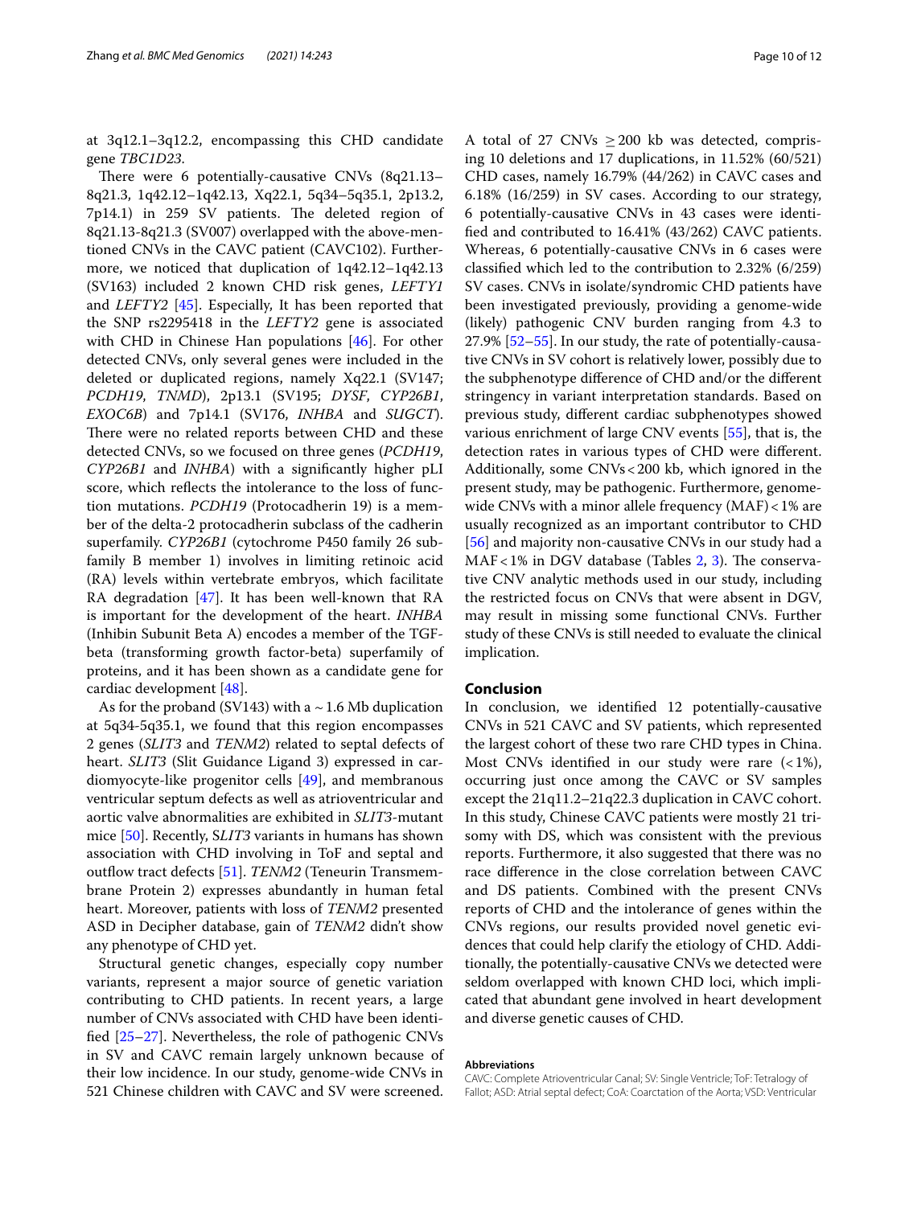at 3q12.1–3q12.2, encompassing this CHD candidate gene *TBC1D23*.

There were 6 potentially-causative CNVs (8q21.13–8q21.3, 1q42.12–1q42.13, Xq22.1, 5q34–5q35.1, 2p13.2, 7p14.1) in 259 SV patients. The deleted region of 8q21.13-8q21.3 (SV007) overlapped with the above-mentioned CNVs in the CAVC patient (CAVC102). Furthermore, we noticed that duplication of 1q42.12–1q42.13 (SV163) included 2 known CHD risk genes, *LEFTY1* and *LEFTY2* [45]. Especially, It has been reported that the SNP rs2295418 in the *LEFTY2* gene is associated with CHD in Chinese Han populations [46]. For other detected CNVs, only several genes were included in the deleted or duplicated regions, namely Xq22.1 (SV147; *PCDH19*, *TNMD*), 2p13.1 (SV195; *DYSF*, *CYP26B1*, *EXOC6B*) and 7p14.1 (SV176, *INHBA* and *SUGCT*). There were no related reports between CHD and these detected CNVs, so we focused on three genes (*PCDH19*, *CYP26B1* and *INHBA*) with a significantly higher pLI score, which reflects the intolerance to the loss of function mutations. *PCDH19* (Protocadherin 19) is a member of the delta-2 protocadherin subclass of the cadherin superfamily. *CYP26B1* (cytochrome P450 family 26 subfamily B member 1) involves in limiting retinoic acid (RA) levels within vertebrate embryos, which facilitate RA degradation [47]. It has been well-known that RA is important for the development of the heart. *INHBA* (Inhibin Subunit Beta A) encodes a member of the TGF-beta (transforming growth factor-beta) superfamily of proteins, and it has been shown as a candidate gene for cardiac development [48].

As for the proband (SV143) with a ~1.6 Mb duplication at 5q34-5q35.1, we found that this region encompasses 2 genes (*SLIT3* and *TENM2*) related to septal defects of heart. *SLIT3* (Slit Guidance Ligand 3) expressed in cardiomyocyte-like progenitor cells [49], and membranous ventricular septum defects as well as atrioventricular and aortic valve abnormalities are exhibited in *SLIT3*-mutant mice [50]. Recently, S*LIT3* variants in humans has shown association with CHD involving in ToF and septal and outflow tract defects [51]. *TENM2* (Teneurin Transmembrane Protein 2) expresses abundantly in human fetal heart. Moreover, patients with loss of *TENM2* presented ASD in Decipher database, gain of *TENM2* didn't show any phenotype of CHD yet.

Structural genetic changes, especially copy number variants, represent a major source of genetic variation contributing to CHD patients. In recent years, a large number of CNVs associated with CHD have been identified [25–27]. Nevertheless, the role of pathogenic CNVs in SV and CAVC remain largely unknown because of their low incidence. In our study, genome-wide CNVs in 521 Chinese children with CAVC and SV were screened. A total of 27 CNVs ≥ 200 kb was detected, comprising 10 deletions and 17 duplications, in 11.52% (60/521) CHD cases, namely 16.79% (44/262) in CAVC cases and 6.18% (16/259) in SV cases. According to our strategy, 6 potentially-causative CNVs in 43 cases were identified and contributed to 16.41% (43/262) CAVC patients. Whereas, 6 potentially-causative CNVs in 6 cases were classified which led to the contribution to 2.32% (6/259) SV cases. CNVs in isolate/syndromic CHD patients have been investigated previously, providing a genome-wide (likely) pathogenic CNV burden ranging from 4.3 to 27.9% [52–55]. In our study, the rate of potentially-causative CNVs in SV cohort is relatively lower, possibly due to the subphenotype difference of CHD and/or the different stringency in variant interpretation standards. Based on previous study, different cardiac subphenotypes showed various enrichment of large CNV events [55], that is, the detection rates in various types of CHD were different. Additionally, some CNVs < 200 kb, which ignored in the present study, may be pathogenic. Furthermore, genome-wide CNVs with a minor allele frequency (MAF) < 1% are usually recognized as an important contributor to CHD [56] and majority non-causative CNVs in our study had a MAF < 1% in DGV database (Tables 2, 3). The conservative CNV analytic methods used in our study, including the restricted focus on CNVs that were absent in DGV, may result in missing some functional CNVs. Further study of these CNVs is still needed to evaluate the clinical implication.

## Conclusion

In conclusion, we identified 12 potentially-causative CNVs in 521 CAVC and SV patients, which represented the largest cohort of these two rare CHD types in China. Most CNVs identified in our study were rare (< 1%), occurring just once among the CAVC or SV samples except the 21q11.2–21q22.3 duplication in CAVC cohort. In this study, Chinese CAVC patients were mostly 21 trisomy with DS, which was consistent with the previous reports. Furthermore, it also suggested that there was no race difference in the close correlation between CAVC and DS patients. Combined with the present CNVs reports of CHD and the intolerance of genes within the CNVs regions, our results provided novel genetic evidences that could help clarify the etiology of CHD. Additionally, the potentially-causative CNVs we detected were seldom overlapped with known CHD loci, which implicated that abundant gene involved in heart development and diverse genetic causes of CHD.

#### Abbreviations

CAVC: Complete Atrioventricular Canal; SV: Single Ventricle; ToF: Tetralogy of Fallot; ASD: Atrial septal defect; CoA: Coarctation of the Aorta; VSD: Ventricular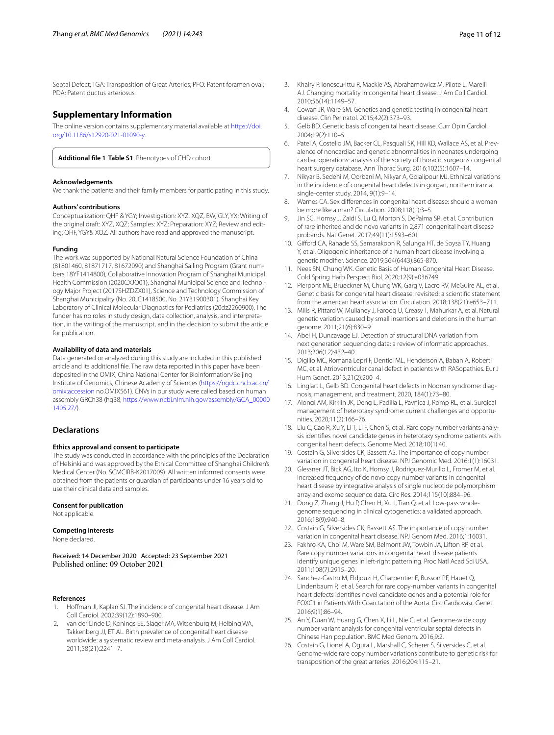Septal Defect; TGA: Transposition of Great Arteries; PFO: Patent foramen oval; PDA: Patent ductus arteriosus.

## Supplementary Information

The online version contains supplementary material available at https://doi.org/10.1186/s12920-021-01090-y.

**Additional file 1**. **Table S1**. Phenotypes of CHD cohort.

### Acknowledgements

We thank the patients and their family members for participating in this study.

### Authors' contributions

Conceptualization: QHF & YGY; Investigation: XYZ, XQZ, BW, GLY, YX; Writing of the original draft: XYZ, XQZ; Samples: XYZ; Preparation: XYZ; Review and editing: QHF, YGY& XQZ. All authors have read and approved the manuscript.

### Funding

The work was supported by National Natural Science Foundation of China (81801460, 81871717, 81672090) and Shanghai Sailing Program (Grant numbers 18YF1414800), Collaborative Innovation Program of Shanghai Municipal Health Commission (2020CXJQ01), Shanghai Municipal Science and Technology Major Project (2017SHZDZX01), Science and Technology Commission of Shanghai Municipality (No. 20JC1418500, No. 21Y31900301), Shanghai Key Laboratory of Clinical Molecular Diagnostics for Pediatrics (20dz2260900). The funder has no roles in study design, data collection, analysis, and interpretation, in the writing of the manuscript, and in the decision to submit the article for publication.

### Availability of data and materials

Data generated or analyzed during this study are included in this published article and its additional file. The raw data reported in this paper have been deposited in the OMIX, China National Center for Bioinformation/Beijing Institute of Genomics, Chinese Academy of Sciences (https://ngdc.cncb.ac.cn/omix:accession no.OMIX561). CNVs in our study were called based on human assembly GRCh38 (hg38, https://www.ncbi.nlm.nih.gov/assembly/GCA_000001405.27/).

## Declarations

### Ethics approval and consent to participate

The study was conducted in accordance with the principles of the Declaration of Helsinki and was approved by the Ethical Committee of Shanghai Children's Medical Center (No. SCMCIRB-K2017009). All written informed consents were obtained from the patients or guardian of participants under 16 years old to use their clinical data and samples.

### Consent for publication

Not applicable.

### Competing interests

None declared.

Received: 14 December 2020 Accepted: 23 September 2021
Published online: 09 October 2021

### References

1. Hoffman JI, Kaplan SJ. The incidence of congenital heart disease. J Am Coll Cardiol. 2002;39(12):1890–900.
2. van der Linde D, Konings EE, Slager MA, Witsenburg M, Helbing WA, Takkenberg JJ, ET AL. Birth prevalence of congenital heart disease worldwide: a systematic review and meta-analysis. J Am Coll Cardiol. 2011;58(21):2241–7.
3. Khairy P, Ionescu-Ittu R, Mackie AS, Abrahamowicz M, Pilote L, Marelli AJ. Changing mortality in congenital heart disease. J Am Coll Cardiol. 2010;56(14):1149–57.
4. Cowan JR, Ware SM. Genetics and genetic testing in congenital heart disease. Clin Perinatol. 2015;42(2):373–93.
5. Gelb BD. Genetic basis of congenital heart disease. Curr Opin Cardiol. 2004;19(2):110–5.
6. Patel A, Costello JM, Backer CL, Pasquali SK, Hill KD, Wallace AS, et al. Prevalence of noncardiac and genetic abnormalities in neonates undergoing cardiac operations: analysis of the society of thoracic surgeons congenital heart surgery database. Ann Thorac Surg. 2016;102(5):1607–14.
7. Nikyar B, Sedehi M, Qorbani M, Nikyar A, Golalipour MJ. Ethnical variations in the incidence of congenital heart defects in gorgan, northern iran: a single-center study. 2014, 9(1):9–14.
8. Warnes CA. Sex differences in congenital heart disease: should a woman be more like a man? Circulation. 2008;118(1):3–5.
9. Jin SC, Homsy J, Zaidi S, Lu Q, Morton S, DePalma SR, et al. Contribution of rare inherited and de novo variants in 2,871 congenital heart disease probands. Nat Genet. 2017;49(11):1593–601.
10. Gifford CA, Ranade SS, Samarakoon R, Salunga HT, de Soysa TY, Huang Y, et al. Oligogenic inheritance of a human heart disease involving a genetic modifier. Science. 2019;364(6443):865-870.
11. Nees SN, Chung WK. Genetic Basis of Human Congenital Heart Disease. Cold Spring Harb Perspect Biol. 2020;12(9):a036749.
12. Pierpont ME, Brueckner M, Chung WK, Garg V, Lacro RV, McGuire AL, et al. Genetic basis for congenital heart disease: revisited: a scientific statement from the american heart association. Circulation. 2018;138(21):e653–711.
13. Mills R, Pittard W, Mullaney J, Farooq U, Creasy T, Mahurkar A, et al. Natural genetic variation caused by small insertions and deletions in the human genome. 2011;21(6):830–9.
14. Abel H, Duncavage EJ. Detection of structural DNA variation from next generation sequencing data: a review of informatic approaches. 2013;206(12):432–40.
15. Digilio MC, Romana Lepri F, Dentici ML, Henderson A, Baban A, Roberti MC, et al. Atrioventricular canal defect in patients with RASopathies. Eur J Hum Genet. 2013;21(2):200–4.
16. Linglart L, Gelb BD. Congenital heart defects in Noonan syndrome: diagnosis, management, and treatment. 2020, 184(1):73–80.
17. Alongi AM, Kirklin JK, Deng L, Padilla L, Pavnica J, Romp RL, et al. Surgical management of heterotaxy syndrome: current challenges and opportunities. 2020;11(2):166–76.
18. Liu C, Cao R, Xu Y, Li T, Li F, Chen S, et al. Rare copy number variants analysis identifies novel candidate genes in heterotaxy syndrome patients with congenital heart defects. Genome Med. 2018;10(1):40.
19. Costain G, Silversides CK, Bassett AS. The importance of copy number variation in congenital heart disease. NPJ Genomic Med. 2016;1(1):16031.
20. Glessner JT, Bick AG, Ito K, Homsy J, Rodriguez-Murillo L, Fromer M, et al. Increased frequency of de novo copy number variants in congenital heart disease by integrative analysis of single nucleotide polymorphism array and exome sequence data. Circ Res. 2014;115(10):884–96.
21. Dong Z, Zhang J, Hu P, Chen H, Xu J, Tian Q, et al. Low-pass whole-genome sequencing in clinical cytogenetics: a validated approach. 2016;18(9):940–8.
22. Costain G, Silversides CK, Bassett AS. The importance of copy number variation in congenital heart disease. NPJ Genom Med. 2016;1:16031.
23. Fakhro KA, Choi M, Ware SM, Belmont JW, Towbin JA, Lifton RP, et al. Rare copy number variations in congenital heart disease patients identify unique genes in left-right patterning. Proc Natl Acad Sci USA. 2011;108(7):2915–20.
24. Sanchez-Castro M, Eldjouzi H, Charpentier E, Busson PF, Hauet Q, Lindenbaum P, et al. Search for rare copy-number variants in congenital heart defects identifies novel candidate genes and a potential role for FOXC1 in Patients With Coarctation of the Aorta. Circ Cardiovasc Genet. 2016;9(1):86–94.
25. An Y, Duan W, Huang G, Chen X, Li L, Nie C, et al. Genome-wide copy number variant analysis for congenital ventricular septal defects in Chinese Han population. BMC Med Genom. 2016;9:2.
26. Costain G, Lionel A, Ogura L, Marshall C, Scherer S, Silversides C, et al. Genome-wide rare copy number variations contribute to genetic risk for transposition of the great arteries. 2016;204:115–21.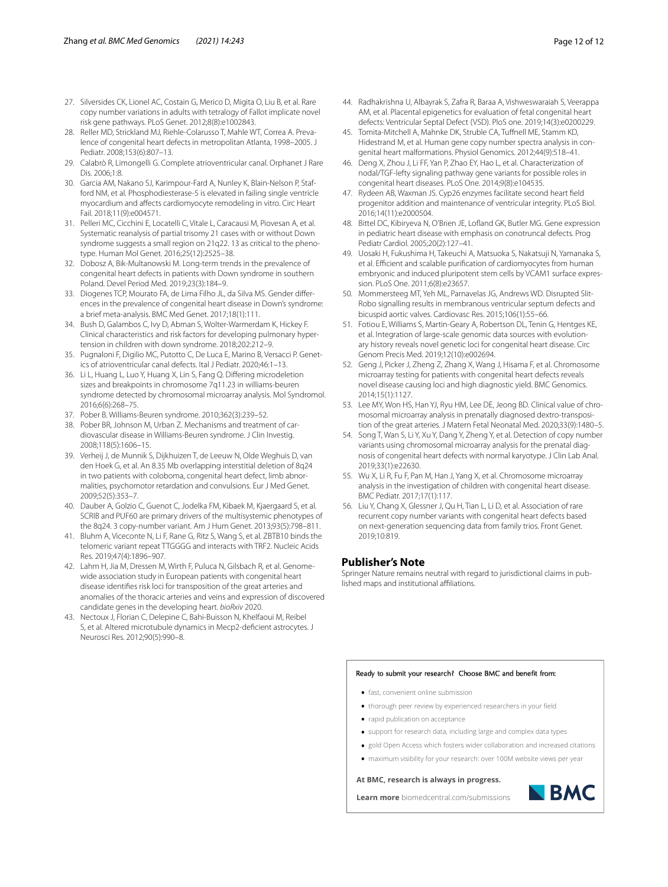27. Silversides CK, Lionel AC, Costain G, Merico D, Migita O, Liu B, et al. Rare copy number variations in adults with tetralogy of Fallot implicate novel risk gene pathways. PLoS Genet. 2012;8(8):e1002843.
28. Reller MD, Strickland MJ, Riehle-Colarusso T, Mahle WT, Correa A. Prevalence of congenital heart defects in metropolitan Atlanta, 1998–2005. J Pediatr. 2008;153(6):807–13.
29. Calabrò R, Limongelli G. Complete atrioventricular canal. Orphanet J Rare Dis. 2006;1:8.
30. Garcia AM, Nakano SJ, Karimpour-Fard A, Nunley K, Blain-Nelson P, Stafford NM, et al. Phosphodiesterase-5 is elevated in failing single ventricle myocardium and affects cardiomyocyte remodeling in vitro. Circ Heart Fail. 2018;11(9):e004571.
31. Pelleri MC, Cicchini E, Locatelli C, Vitale L, Caracausi M, Piovesan A, et al. Systematic reanalysis of partial trisomy 21 cases with or without Down syndrome suggests a small region on 21q22. 13 as critical to the phenotype. Human Mol Genet. 2016;25(12):2525–38.
32. Dobosz A, Bik-Multanowski M. Long-term trends in the prevalence of congenital heart defects in patients with Down syndrome in southern Poland. Devel Period Med. 2019;23(3):184–9.
33. Diogenes TCP, Mourato FA, de Lima Filho JL, da Silva MS. Gender differences in the prevalence of congenital heart disease in Down's syndrome: a brief meta-analysis. BMC Med Genet. 2017;18(1):111.
34. Bush D, Galambos C, Ivy D, Abman S, Wolter-Warmerdam K, Hickey F. Clinical characteristics and risk factors for developing pulmonary hypertension in children with down syndrome. 2018;202:212–9.
35. Pugnaloni F, Digilio MC, Putotto C, De Luca E, Marino B, Versacci P. Genetics of atrioventricular canal defects. Ital J Pediatr. 2020;46:1–13.
36. Li L, Huang L, Luo Y, Huang X, Lin S, Fang Q. Differing microdeletion sizes and breakpoints in chromosome 7q11.23 in williams-beuren syndrome detected by chromosomal microarray analysis. Mol Syndromol. 2016;6(6):268–75.
37. Pober B. Williams-Beuren syndrome. 2010;362(3):239–52.
38. Pober BR, Johnson M, Urban Z. Mechanisms and treatment of cardiovascular disease in Williams-Beuren syndrome. J Clin Investig. 2008;118(5):1606–15.
39. Verheij J, de Munnik S, Dijkhuizen T, de Leeuw N, Olde Weghuis D, van den Hoek G, et al. An 8.35 Mb overlapping interstitial deletion of 8q24 in two patients with coloboma, congenital heart defect, limb abnormalities, psychomotor retardation and convulsions. Eur J Med Genet. 2009;52(5):353–7.
40. Dauber A, Golzio C, Guenot C, Jodelka FM, Kibaek M, Kjaergaard S, et al. SCRIB and PUF60 are primary drivers of the multisystemic phenotypes of the 8q24. 3 copy-number variant. Am J Hum Genet. 2013;93(5):798–811.
41. Bluhm A, Viceconte N, Li F, Rane G, Ritz S, Wang S, et al. ZBTB10 binds the telomeric variant repeat TTGGGG and interacts with TRF2. Nucleic Acids Res. 2019;47(4):1896–907.
42. Lahm H, Jia M, Dressen M, Wirth F, Puluca N, Gilsbach R, et al. Genome-wide association study in European patients with congenital heart disease identifies risk loci for transposition of the great arteries and anomalies of the thoracic arteries and veins and expression of discovered candidate genes in the developing heart. *bioRxiv* 2020.
43. Nectoux J, Florian C, Delepine C, Bahi-Buisson N, Khelfaoui M, Reibel S, et al. Altered microtubule dynamics in Mecp2-deficient astrocytes. J Neurosci Res. 2012;90(5):990–8.
44. Radhakrishna U, Albayrak S, Zafra R, Baraa A, Vishweswaraiah S, Veerappa AM, et al. Placental epigenetics for evaluation of fetal congenital heart defects: Ventricular Septal Defect (VSD). PloS one. 2019;14(3):e0200229.
45. Tomita-Mitchell A, Mahnke DK, Struble CA, Tuffnell ME, Stamm KD, Hidestrand M, et al. Human gene copy number spectra analysis in congenital heart malformations. Physiol Genomics. 2012;44(9):518–41.
46. Deng X, Zhou J, Li FF, Yan P, Zhao EY, Hao L, et al. Characterization of nodal/TGF-lefty signaling pathway gene variants for possible roles in congenital heart diseases. PLoS One. 2014;9(8):e104535.
47. Rydeen AB, Waxman JS. Cyp26 enzymes facilitate second heart field progenitor addition and maintenance of ventricular integrity. PLoS Biol. 2016;14(11):e2000504.
48. Bittel DC, Kibiryeva N, O'Brien JE, Lofland GK, Butler MG. Gene expression in pediatric heart disease with emphasis on conotruncal defects. Prog Pediatr Cardiol. 2005;20(2):127–41.
49. Uosaki H, Fukushima H, Takeuchi A, Matsuoka S, Nakatsuji N, Yamanaka S, et al. Efficient and scalable purification of cardiomyocytes from human embryonic and induced pluripotent stem cells by VCAM1 surface expression. PLoS One. 2011;6(8):e23657.
50. Mommersteeg MT, Yeh ML, Parnavelas JG, Andrews WD. Disrupted Slit-Robo signalling results in membranous ventricular septum defects and bicuspid aortic valves. Cardiovasc Res. 2015;106(1):55–66.
51. Fotiou E, Williams S, Martin-Geary A, Robertson DL, Tenin G, Hentges KE, et al. Integration of large-scale genomic data sources with evolutionary history reveals novel genetic loci for congenital heart disease. Circ Genom Precis Med. 2019;12(10):e002694.
52. Geng J, Picker J, Zheng Z, Zhang X, Wang J, Hisama F, et al. Chromosome microarray testing for patients with congenital heart defects reveals novel disease causing loci and high diagnostic yield. BMC Genomics. 2014;15(1):1127.
53. Lee MY, Won HS, Han YJ, Ryu HM, Lee DE, Jeong BD. Clinical value of chromosomal microarray analysis in prenatally diagnosed dextro-transposition of the great arteries. J Matern Fetal Neonatal Med. 2020;33(9):1480–5.
54. Song T, Wan S, Li Y, Xu Y, Dang Y, Zheng Y, et al. Detection of copy number variants using chromosomal microarray analysis for the prenatal diagnosis of congenital heart defects with normal karyotype. J Clin Lab Anal. 2019;33(1):e22630.
55. Wu X, Li R, Fu F, Pan M, Han J, Yang X, et al. Chromosome microarray analysis in the investigation of children with congenital heart disease. BMC Pediatr. 2017;17(1):117.
56. Liu Y, Chang X, Glessner J, Qu H, Tian L, Li D, et al. Association of rare recurrent copy number variants with congenital heart defects based on next-generation sequencing data from family trios. Front Genet. 2019;10:819.

## Publisher's Note

Springer Nature remains neutral with regard to jurisdictional claims in published maps and institutional affiliations.

Ready to submit your research? Choose BMC and benefit from:

- fast, convenient online submission
- thorough peer review by experienced researchers in your field
- rapid publication on acceptance
- support for research data, including large and complex data types
- gold Open Access which fosters wider collaboration and increased citations
- maximum visibility for your research: over 100M website views per year

**At BMC, research is always in progress.**

**Learn more** biomedcentral.com/submissions

BMC